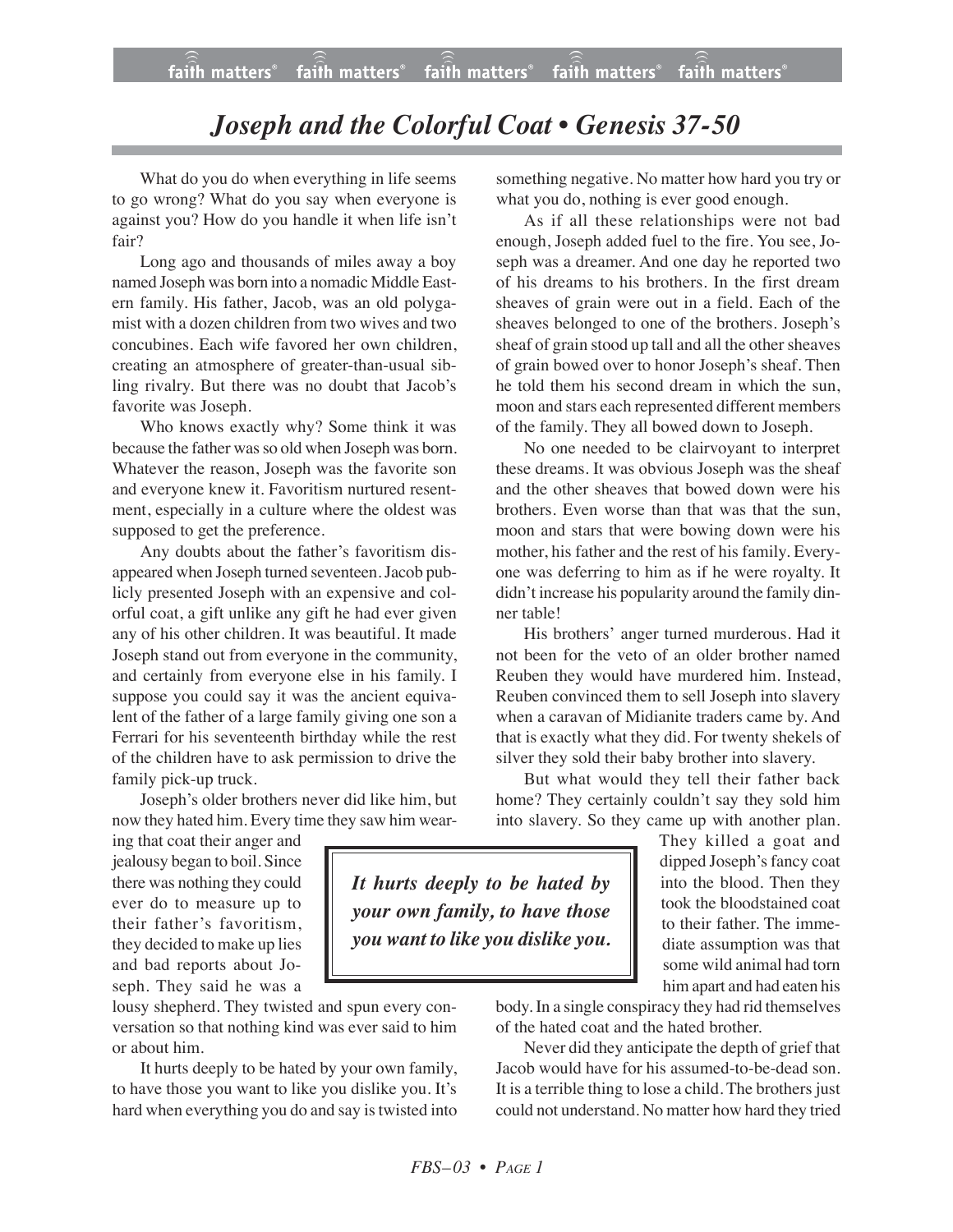# *Joseph and the Colorful Coat • Genesis 37-50*

What do you do when everything in life seems to go wrong? What do you say when everyone is against you? How do you handle it when life isn't fair?

Long ago and thousands of miles away a boy named Joseph was born into a nomadic Middle Eastern family. His father, Jacob, was an old polygamist with a dozen children from two wives and two concubines. Each wife favored her own children, creating an atmosphere of greater-than-usual sibling rivalry. But there was no doubt that Jacob's favorite was Joseph.

Who knows exactly why? Some think it was because the father was so old when Joseph was born. Whatever the reason, Joseph was the favorite son and everyone knew it. Favoritism nurtured resentment, especially in a culture where the oldest was supposed to get the preference.

Any doubts about the father's favoritism disappeared when Joseph turned seventeen. Jacob publicly presented Joseph with an expensive and colorful coat, a gift unlike any gift he had ever given any of his other children. It was beautiful. It made Joseph stand out from everyone in the community, and certainly from everyone else in his family. I suppose you could say it was the ancient equivalent of the father of a large family giving one son a Ferrari for his seventeenth birthday while the rest of the children have to ask permission to drive the family pick-up truck.

Joseph's older brothers never did like him, but now they hated him. Every time they saw him wearing that coat their anger and jealousy began to boil. Since there was nothing they could ever do to measure up to their father's favoritism, they decided to make up lies and bad reports about Joseph. They said he was a lousy shepherd. They twisted and spun every conversation so that nothing kind was ever said to him or about him.

> ***It hurts deeply to be hated by your own family, to have those you want to like you dislike you.***

It hurts deeply to be hated by your own family, to have those you want to like you dislike you. It's hard when everything you do and say is twisted into something negative. No matter how hard you try or what you do, nothing is ever good enough.

As if all these relationships were not bad enough, Joseph added fuel to the fire. You see, Joseph was a dreamer. And one day he reported two of his dreams to his brothers. In the first dream sheaves of grain were out in a field. Each of the sheaves belonged to one of the brothers. Joseph's sheaf of grain stood up tall and all the other sheaves of grain bowed over to honor Joseph's sheaf. Then he told them his second dream in which the sun, moon and stars each represented different members of the family. They all bowed down to Joseph.

No one needed to be clairvoyant to interpret these dreams. It was obvious Joseph was the sheaf and the other sheaves that bowed down were his brothers. Even worse than that was that the sun, moon and stars that were bowing down were his mother, his father and the rest of his family. Everyone was deferring to him as if he were royalty. It didn't increase his popularity around the family dinner table!

His brothers' anger turned murderous. Had it not been for the veto of an older brother named Reuben they would have murdered him. Instead, Reuben convinced them to sell Joseph into slavery when a caravan of Midianite traders came by. And that is exactly what they did. For twenty shekels of silver they sold their baby brother into slavery.

But what would they tell their father back home? They certainly couldn't say they sold him into slavery. So they came up with another plan. They killed a goat and dipped Joseph's fancy coat into the blood. Then they took the bloodstained coat to their father. The immediate assumption was that some wild animal had torn him apart and had eaten his body. In a single conspiracy they had rid themselves of the hated coat and the hated brother.

Never did they anticipate the depth of grief that Jacob would have for his assumed-to-be-dead son. It is a terrible thing to lose a child. The brothers just could not understand. No matter how hard they tried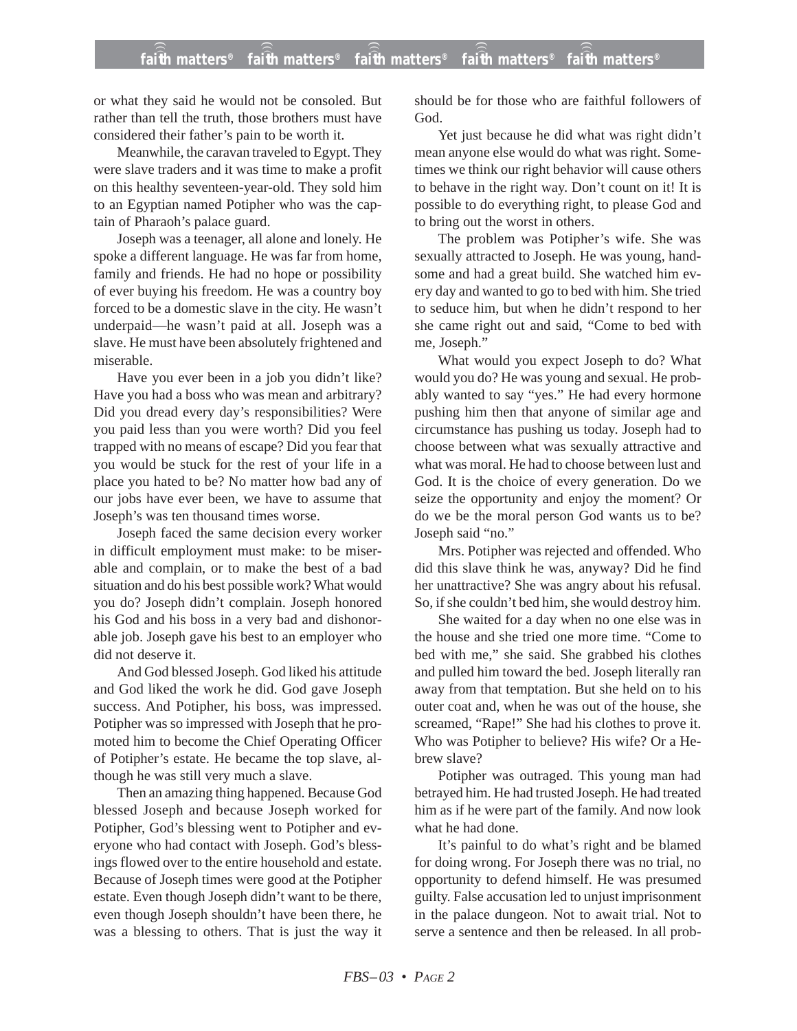or what they said he would not be consoled. But rather than tell the truth, those brothers must have considered their father's pain to be worth it.

Meanwhile, the caravan traveled to Egypt. They were slave traders and it was time to make a profit on this healthy seventeen-year-old. They sold him to an Egyptian named Potipher who was the captain of Pharaoh's palace guard.

Joseph was a teenager, all alone and lonely. He spoke a different language. He was far from home, family and friends. He had no hope or possibility of ever buying his freedom. He was a country boy forced to be a domestic slave in the city. He wasn't underpaid—he wasn't paid at all. Joseph was a slave. He must have been absolutely frightened and miserable.

Have you ever been in a job you didn't like? Have you had a boss who was mean and arbitrary? Did you dread every day's responsibilities? Were you paid less than you were worth? Did you feel trapped with no means of escape? Did you fear that you would be stuck for the rest of your life in a place you hated to be? No matter how bad any of our jobs have ever been, we have to assume that Joseph's was ten thousand times worse.

Joseph faced the same decision every worker in difficult employment must make: to be miserable and complain, or to make the best of a bad situation and do his best possible work? What would you do? Joseph didn't complain. Joseph honored his God and his boss in a very bad and dishonorable job. Joseph gave his best to an employer who did not deserve it.

And God blessed Joseph. God liked his attitude and God liked the work he did. God gave Joseph success. And Potipher, his boss, was impressed. Potipher was so impressed with Joseph that he promoted him to become the Chief Operating Officer of Potipher's estate. He became the top slave, although he was still very much a slave.

Then an amazing thing happened. Because God blessed Joseph and because Joseph worked for Potipher, God's blessing went to Potipher and everyone who had contact with Joseph. God's blessings flowed over to the entire household and estate. Because of Joseph times were good at the Potipher estate. Even though Joseph didn't want to be there, even though Joseph shouldn't have been there, he was a blessing to others. That is just the way it should be for those who are faithful followers of God.

Yet just because he did what was right didn't mean anyone else would do what was right. Sometimes we think our right behavior will cause others to behave in the right way. Don't count on it! It is possible to do everything right, to please God and to bring out the worst in others.

The problem was Potipher's wife. She was sexually attracted to Joseph. He was young, handsome and had a great build. She watched him every day and wanted to go to bed with him. She tried to seduce him, but when he didn't respond to her she came right out and said, "Come to bed with me, Joseph."

What would you expect Joseph to do? What would you do? He was young and sexual. He probably wanted to say "yes." He had every hormone pushing him then that anyone of similar age and circumstance has pushing us today. Joseph had to choose between what was sexually attractive and what was moral. He had to choose between lust and God. It is the choice of every generation. Do we seize the opportunity and enjoy the moment? Or do we be the moral person God wants us to be? Joseph said "no."

Mrs. Potipher was rejected and offended. Who did this slave think he was, anyway? Did he find her unattractive? She was angry about his refusal. So, if she couldn't bed him, she would destroy him.

She waited for a day when no one else was in the house and she tried one more time. "Come to bed with me," she said. She grabbed his clothes and pulled him toward the bed. Joseph literally ran away from that temptation. But she held on to his outer coat and, when he was out of the house, she screamed, "Rape!" She had his clothes to prove it. Who was Potipher to believe? His wife? Or a Hebrew slave?

Potipher was outraged. This young man had betrayed him. He had trusted Joseph. He had treated him as if he were part of the family. And now look what he had done.

It's painful to do what's right and be blamed for doing wrong. For Joseph there was no trial, no opportunity to defend himself. He was presumed guilty. False accusation led to unjust imprisonment in the palace dungeon. Not to await trial. Not to serve a sentence and then be released. In all prob-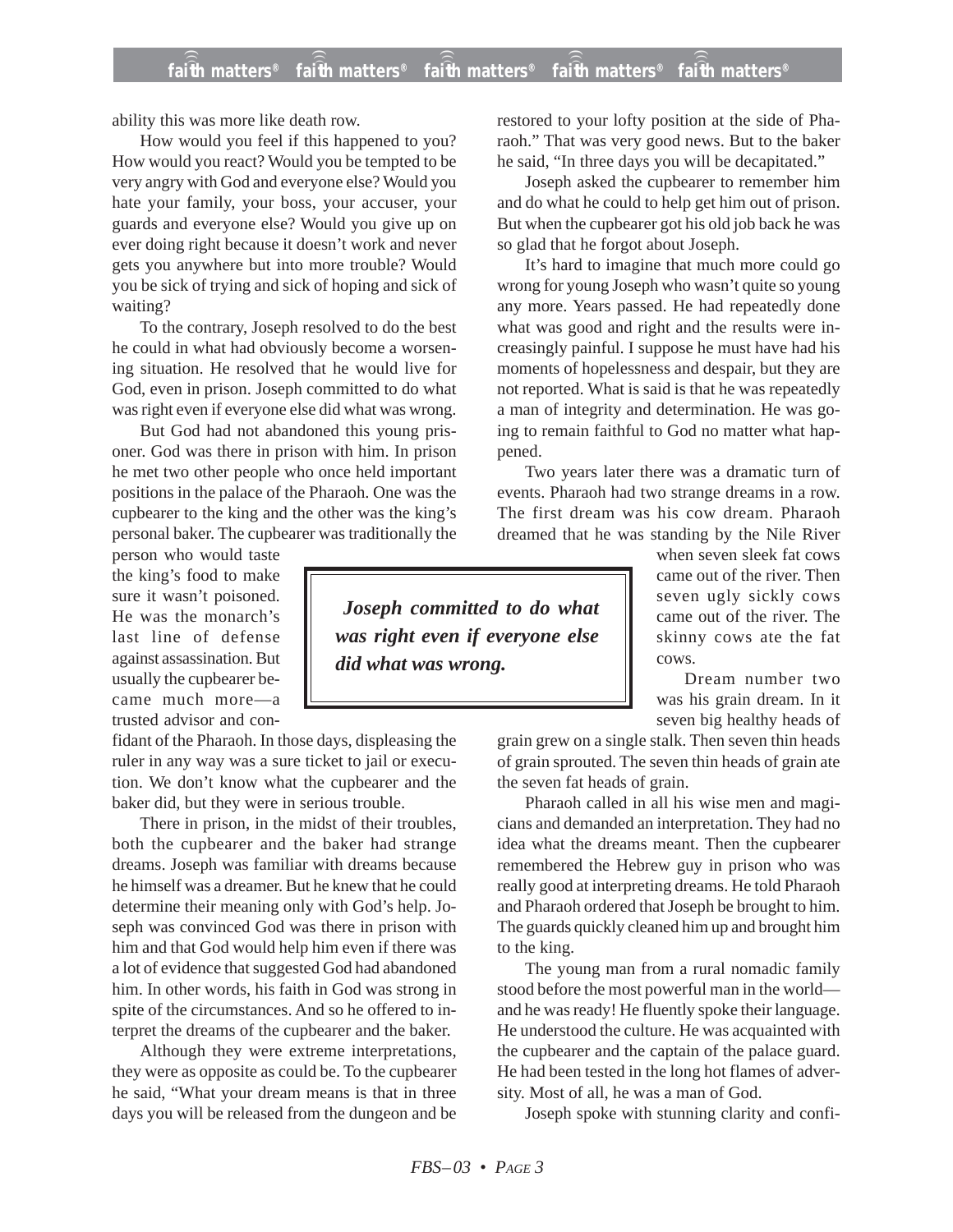ability this was more like death row.

How would you feel if this happened to you? How would you react? Would you be tempted to be very angry with God and everyone else? Would you hate your family, your boss, your accuser, your guards and everyone else? Would you give up on ever doing right because it doesn't work and never gets you anywhere but into more trouble? Would you be sick of trying and sick of hoping and sick of waiting?

To the contrary, Joseph resolved to do the best he could in what had obviously become a worsening situation. He resolved that he would live for God, even in prison. Joseph committed to do what was right even if everyone else did what was wrong.

But God had not abandoned this young prisoner. God was there in prison with him. In prison he met two other people who once held important positions in the palace of the Pharaoh. One was the cupbearer to the king and the other was the king's personal baker. The cupbearer was traditionally the person who would taste the king's food to make sure it wasn't poisoned. He was the monarch's last line of defense against assassination. But usually the cupbearer became much more—a trusted advisor and confidant of the Pharaoh. In those days, displeasing the ruler in any way was a sure ticket to jail or execution. We don't know what the cupbearer and the baker did, but they were in serious trouble.

> ***Joseph committed to do what was right even if everyone else did what was wrong.***

There in prison, in the midst of their troubles, both the cupbearer and the baker had strange dreams. Joseph was familiar with dreams because he himself was a dreamer. But he knew that he could determine their meaning only with God's help. Joseph was convinced God was there in prison with him and that God would help him even if there was a lot of evidence that suggested God had abandoned him. In other words, his faith in God was strong in spite of the circumstances. And so he offered to interpret the dreams of the cupbearer and the baker.

Although they were extreme interpretations, they were as opposite as could be. To the cupbearer he said, "What your dream means is that in three days you will be released from the dungeon and be restored to your lofty position at the side of Pharaoh." That was very good news. But to the baker he said, "In three days you will be decapitated."

Joseph asked the cupbearer to remember him and do what he could to help get him out of prison. But when the cupbearer got his old job back he was so glad that he forgot about Joseph.

It's hard to imagine that much more could go wrong for young Joseph who wasn't quite so young any more. Years passed. He had repeatedly done what was good and right and the results were increasingly painful. I suppose he must have had his moments of hopelessness and despair, but they are not reported. What is said is that he was repeatedly a man of integrity and determination. He was going to remain faithful to God no matter what happened.

Two years later there was a dramatic turn of events. Pharaoh had two strange dreams in a row. The first dream was his cow dream. Pharaoh dreamed that he was standing by the Nile River when seven sleek fat cows came out of the river. Then seven ugly sickly cows came out of the river. The skinny cows ate the fat cows.

Dream number two was his grain dream. In it seven big healthy heads of grain grew on a single stalk. Then seven thin heads of grain sprouted. The seven thin heads of grain ate the seven fat heads of grain.

Pharaoh called in all his wise men and magicians and demanded an interpretation. They had no idea what the dreams meant. Then the cupbearer remembered the Hebrew guy in prison who was really good at interpreting dreams. He told Pharaoh and Pharaoh ordered that Joseph be brought to him. The guards quickly cleaned him up and brought him to the king.

The young man from a rural nomadic family stood before the most powerful man in the world—and he was ready! He fluently spoke their language. He understood the culture. He was acquainted with the cupbearer and the captain of the palace guard. He had been tested in the long hot flames of adversity. Most of all, he was a man of God.

Joseph spoke with stunning clarity and confi-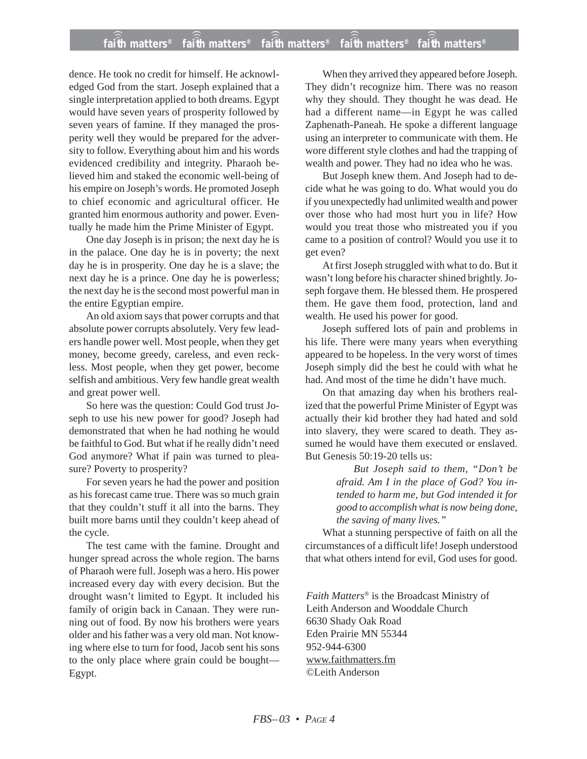dence. He took no credit for himself. He acknowledged God from the start. Joseph explained that a single interpretation applied to both dreams. Egypt would have seven years of prosperity followed by seven years of famine. If they managed the prosperity well they would be prepared for the adversity to follow. Everything about him and his words evidenced credibility and integrity. Pharaoh believed him and staked the economic well-being of his empire on Joseph's words. He promoted Joseph to chief economic and agricultural officer. He granted him enormous authority and power. Eventually he made him the Prime Minister of Egypt.

One day Joseph is in prison; the next day he is in the palace. One day he is in poverty; the next day he is in prosperity. One day he is a slave; the next day he is a prince. One day he is powerless; the next day he is the second most powerful man in the entire Egyptian empire.

An old axiom says that power corrupts and that absolute power corrupts absolutely. Very few leaders handle power well. Most people, when they get money, become greedy, careless, and even reckless. Most people, when they get power, become selfish and ambitious. Very few handle great wealth and great power well.

So here was the question: Could God trust Joseph to use his new power for good? Joseph had demonstrated that when he had nothing he would be faithful to God. But what if he really didn't need God anymore? What if pain was turned to pleasure? Poverty to prosperity?

For seven years he had the power and position as his forecast came true. There was so much grain that they couldn't stuff it all into the barns. They built more barns until they couldn't keep ahead of the cycle.

The test came with the famine. Drought and hunger spread across the whole region. The barns of Pharaoh were full. Joseph was a hero. His power increased every day with every decision. But the drought wasn't limited to Egypt. It included his family of origin back in Canaan. They were running out of food. By now his brothers were years older and his father was a very old man. Not knowing where else to turn for food, Jacob sent his sons to the only place where grain could be bought—Egypt.

When they arrived they appeared before Joseph. They didn't recognize him. There was no reason why they should. They thought he was dead. He had a different name—in Egypt he was called Zaphenath-Paneah. He spoke a different language using an interpreter to communicate with them. He wore different style clothes and had the trapping of wealth and power. They had no idea who he was.

But Joseph knew them. And Joseph had to decide what he was going to do. What would you do if you unexpectedly had unlimited wealth and power over those who had most hurt you in life? How would you treat those who mistreated you if you came to a position of control? Would you use it to get even?

At first Joseph struggled with what to do. But it wasn't long before his character shined brightly. Joseph forgave them. He blessed them. He prospered them. He gave them food, protection, land and wealth. He used his power for good.

Joseph suffered lots of pain and problems in his life. There were many years when everything appeared to be hopeless. In the very worst of times Joseph simply did the best he could with what he had. And most of the time he didn't have much.

On that amazing day when his brothers realized that the powerful Prime Minister of Egypt was actually their kid brother they had hated and sold into slavery, they were scared to death. They assumed he would have them executed or enslaved. But Genesis 50:19-20 tells us:

> *But Joseph said to them, "Don't be afraid. Am I in the place of God? You intended to harm me, but God intended it for good to accomplish what is now being done, the saving of many lives."*

What a stunning perspective of faith on all the circumstances of a difficult life! Joseph understood that what others intend for evil, God uses for good.

*Faith Matters®* is the Broadcast Ministry of
Leith Anderson and Wooddale Church
6630 Shady Oak Road
Eden Prairie MN 55344
952-944-6300
www.faithmatters.fm
©Leith Anderson